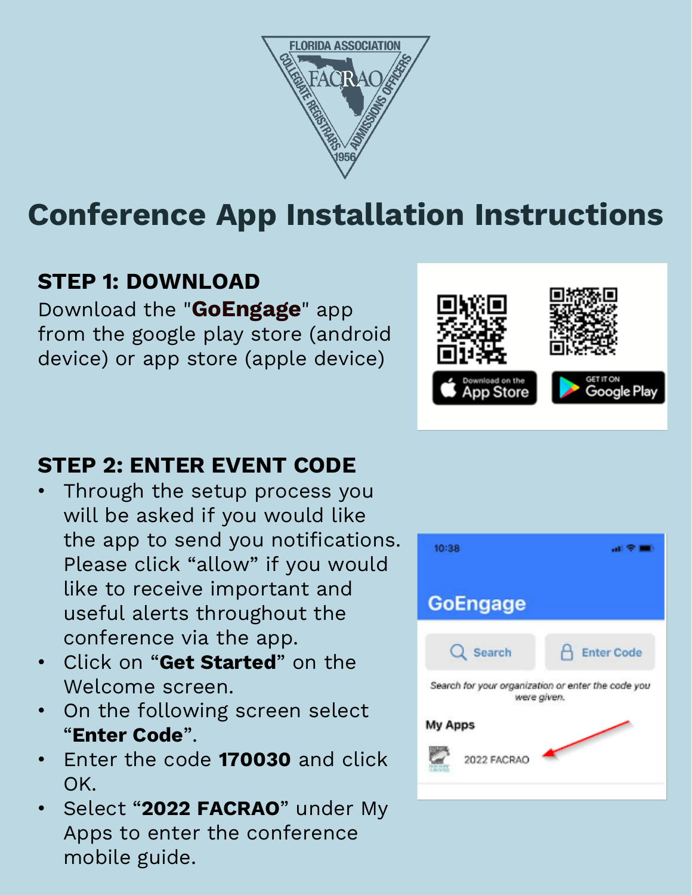# Conference App Installation Instructions

## STEP 1: DOWNLOAD

Download the "**GoEngage**" app from the google play store (android device) or app store (apple device)

## STEP 2: ENTER EVENT CODE

- Through the setup process you will be asked if you would like the app to send you notifications. Please click "allow" if you would like to receive important and useful alerts throughout the conference via the app.
- Click on "**Get Started**" on the Welcome screen.
- On the following screen select "**Enter Code**".
- Enter the code **170030** and click OK.
- Select "**2022 FACRAO**" under My Apps to enter the conference mobile guide.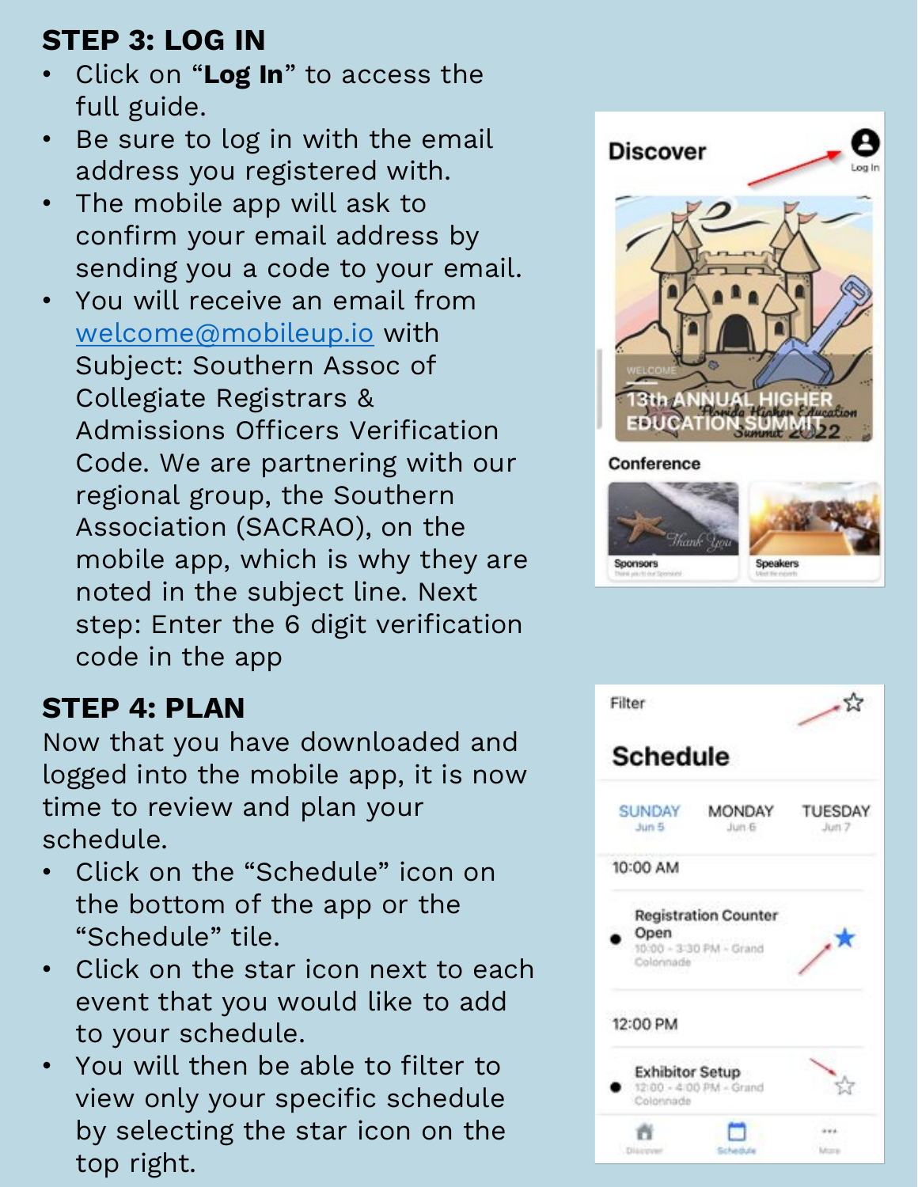## STEP 3: LOG IN

- Click on "**Log In**" to access the full guide.
- Be sure to log in with the email address you registered with.
- The mobile app will ask to confirm your email address by sending you a code to your email.
- You will receive an email from welcome@mobileup.io with Subject: Southern Assoc of Collegiate Registrars & Admissions Officers Verification Code. We are partnering with our regional group, the Southern Association (SACRAO), on the mobile app, which is why they are noted in the subject line. Next step: Enter the 6 digit verification code in the app

## STEP 4: PLAN

Now that you have downloaded and logged into the mobile app, it is now time to review and plan your schedule.

- Click on the "Schedule" icon on the bottom of the app or the "Schedule" tile.
- Click on the star icon next to each event that you would like to add to your schedule.
- You will then be able to filter to view only your specific schedule by selecting the star icon on the top right.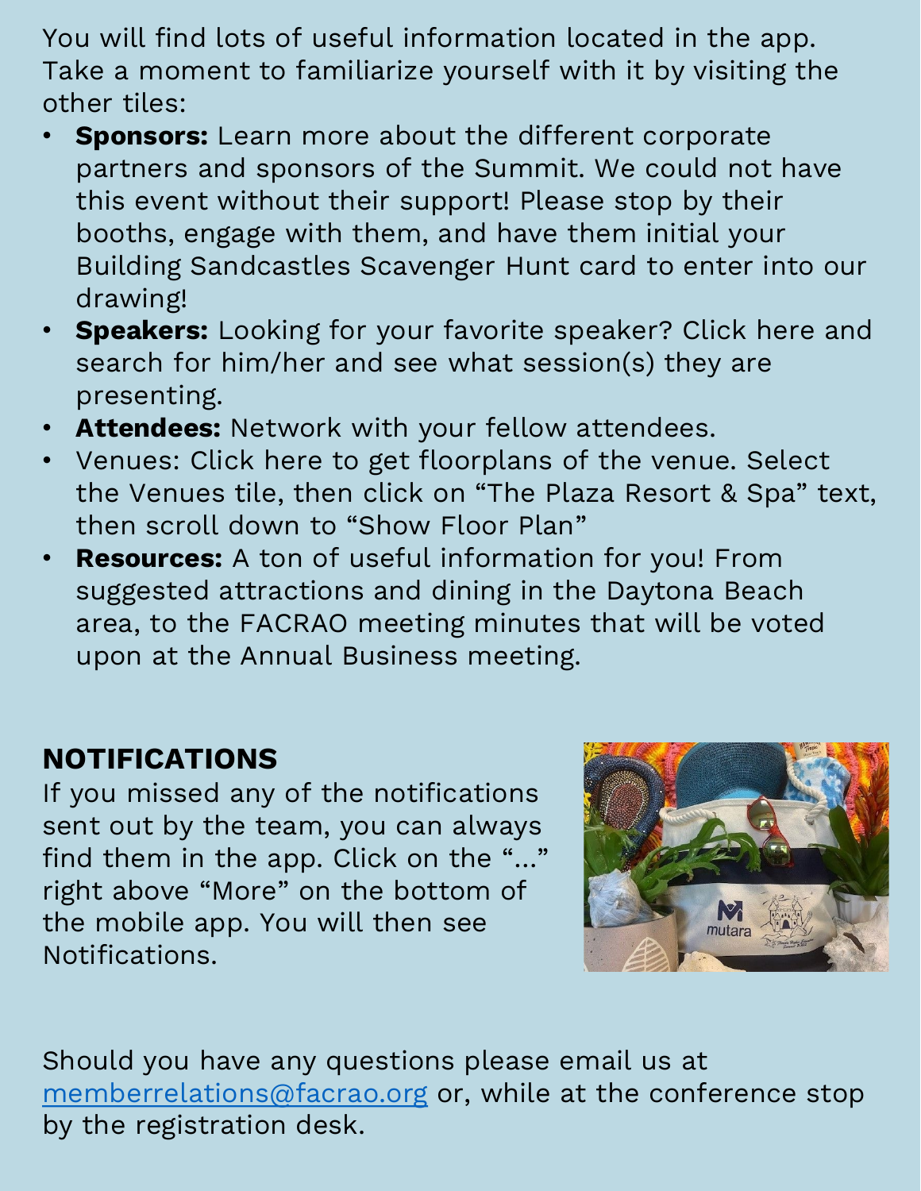You will find lots of useful information located in the app. Take a moment to familiarize yourself with it by visiting the other tiles:

- **Sponsors:** Learn more about the different corporate partners and sponsors of the Summit. We could not have this event without their support! Please stop by their booths, engage with them, and have them initial your Building Sandcastles Scavenger Hunt card to enter into our drawing!
- **Speakers:** Looking for your favorite speaker? Click here and search for him/her and see what session(s) they are presenting.
- **Attendees:** Network with your fellow attendees.
- Venues: Click here to get floorplans of the venue. Select the Venues tile, then click on "The Plaza Resort & Spa" text, then scroll down to "Show Floor Plan"
- **Resources:** A ton of useful information for you! From suggested attractions and dining in the Daytona Beach area, to the FACRAO meeting minutes that will be voted upon at the Annual Business meeting.

## NOTIFICATIONS

If you missed any of the notifications sent out by the team, you can always find them in the app. Click on the "..." right above "More" on the bottom of the mobile app. You will then see Notifications.

Should you have any questions please email us at memberrelations@facrao.org or, while at the conference stop by the registration desk.